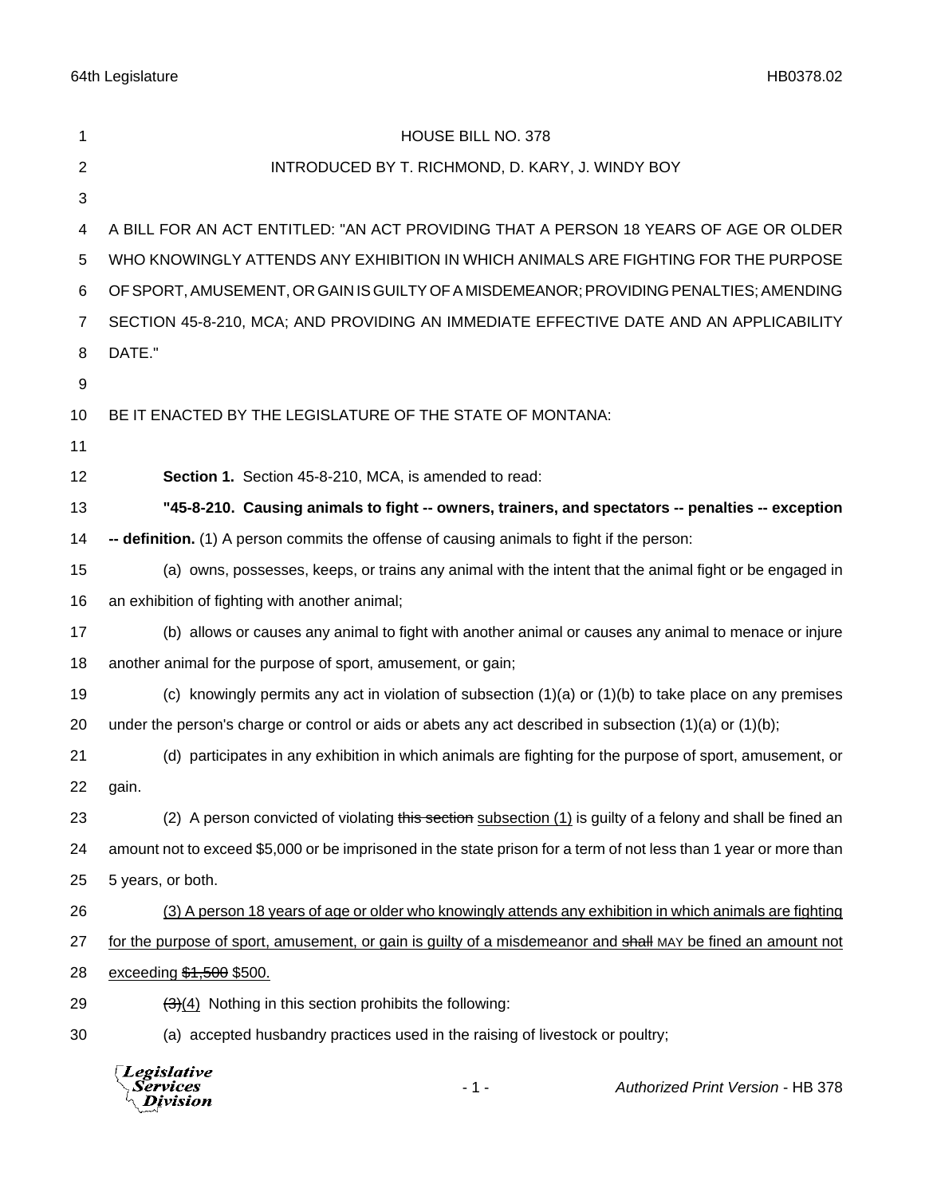# HOUSE BILL NO. 378

INTRODUCED BY T. RICHMOND, D. KARY, J. WINDY BOY

A BILL FOR AN ACT ENTITLED: "AN ACT PROVIDING THAT A PERSON 18 YEARS OF AGE OR OLDER WHO KNOWINGLY ATTENDS ANY EXHIBITION IN WHICH ANIMALS ARE FIGHTING FOR THE PURPOSE OF SPORT, AMUSEMENT, OR GAIN IS GUILTY OF A MISDEMEANOR; PROVIDING PENALTIES; AMENDING SECTION 45-8-210, MCA; AND PROVIDING AN IMMEDIATE EFFECTIVE DATE AND AN APPLICABILITY DATE."

BE IT ENACTED BY THE LEGISLATURE OF THE STATE OF MONTANA:

**Section 1.** Section 45-8-210, MCA, is amended to read:

**"45-8-210. Causing animals to fight -- owners, trainers, and spectators -- penalties -- exception -- definition.** (1) A person commits the offense of causing animals to fight if the person:

(a) owns, possesses, keeps, or trains any animal with the intent that the animal fight or be engaged in an exhibition of fighting with another animal;

(b) allows or causes any animal to fight with another animal or causes any animal to menace or injure another animal for the purpose of sport, amusement, or gain;

(c) knowingly permits any act in violation of subsection (1)(a) or (1)(b) to take place on any premises under the person's charge or control or aids or abets any act described in subsection (1)(a) or (1)(b);

(d) participates in any exhibition in which animals are fighting for the purpose of sport, amusement, or gain.

(2) A person convicted of violating ~~this section~~ <u>subsection (1)</u> is guilty of a felony and shall be fined an amount not to exceed $5,000 or be imprisoned in the state prison for a term of not less than 1 year or more than 5 years, or both.

<u>(3) A person 18 years of age or older who knowingly attends any exhibition in which animals are fighting for the purpose of sport, amusement, or gain is guilty of a misdemeanor and ~~shall~~ MAY be fined an amount not exceeding ~~$1,500~~ $500.</u>

~~(3)~~<u>(4)</u> Nothing in this section prohibits the following:

(a) accepted husbandry practices used in the raising of livestock or poultry;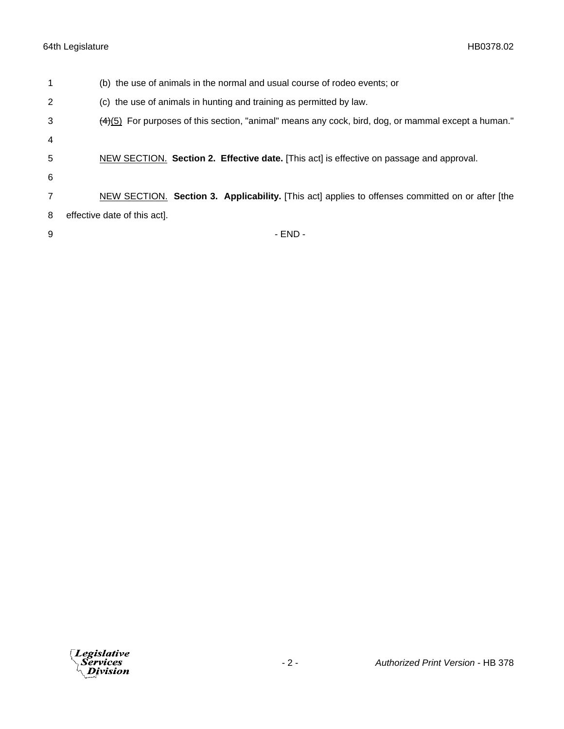(b) the use of animals in the normal and usual course of rodeo events; or

(c) the use of animals in hunting and training as permitted by law.

~~(4)~~(5) For purposes of this section, "animal" means any cock, bird, dog, or mammal except a human."

NEW SECTION. **Section 2. Effective date.** [This act] is effective on passage and approval.

NEW SECTION. **Section 3. Applicability.** [This act] applies to offenses committed on or after [the effective date of this act].

\- END -